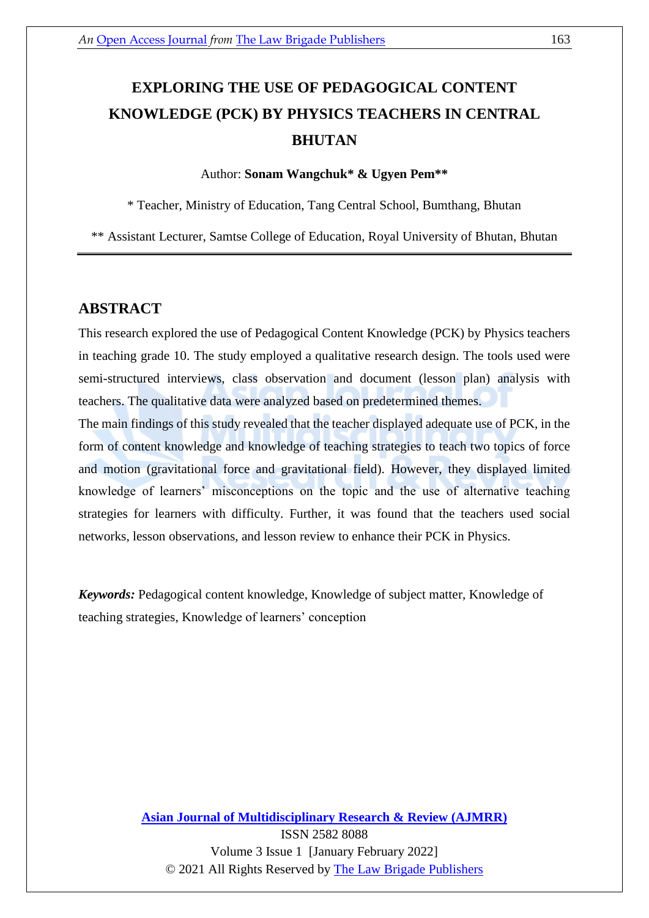# EXPLORING THE USE OF PEDAGOGICAL CONTENT KNOWLEDGE (PCK) BY PHYSICS TEACHERS IN CENTRAL BHUTAN

Author: **Sonam Wangchuk* & Ugyen Pem****

* Teacher, Ministry of Education, Tang Central School, Bumthang, Bhutan

** Assistant Lecturer, Samtse College of Education, Royal University of Bhutan, Bhutan

## ABSTRACT

This research explored the use of Pedagogical Content Knowledge (PCK) by Physics teachers in teaching grade 10. The study employed a qualitative research design. The tools used were semi-structured interviews, class observation and document (lesson plan) analysis with teachers. The qualitative data were analyzed based on predetermined themes.

The main findings of this study revealed that the teacher displayed adequate use of PCK, in the form of content knowledge and knowledge of teaching strategies to teach two topics of force and motion (gravitational force and gravitational field). However, they displayed limited knowledge of learners' misconceptions on the topic and the use of alternative teaching strategies for learners with difficulty. Further, it was found that the teachers used social networks, lesson observations, and lesson review to enhance their PCK in Physics.

***Keywords:*** Pedagogical content knowledge, Knowledge of subject matter, Knowledge of teaching strategies, Knowledge of learners' conception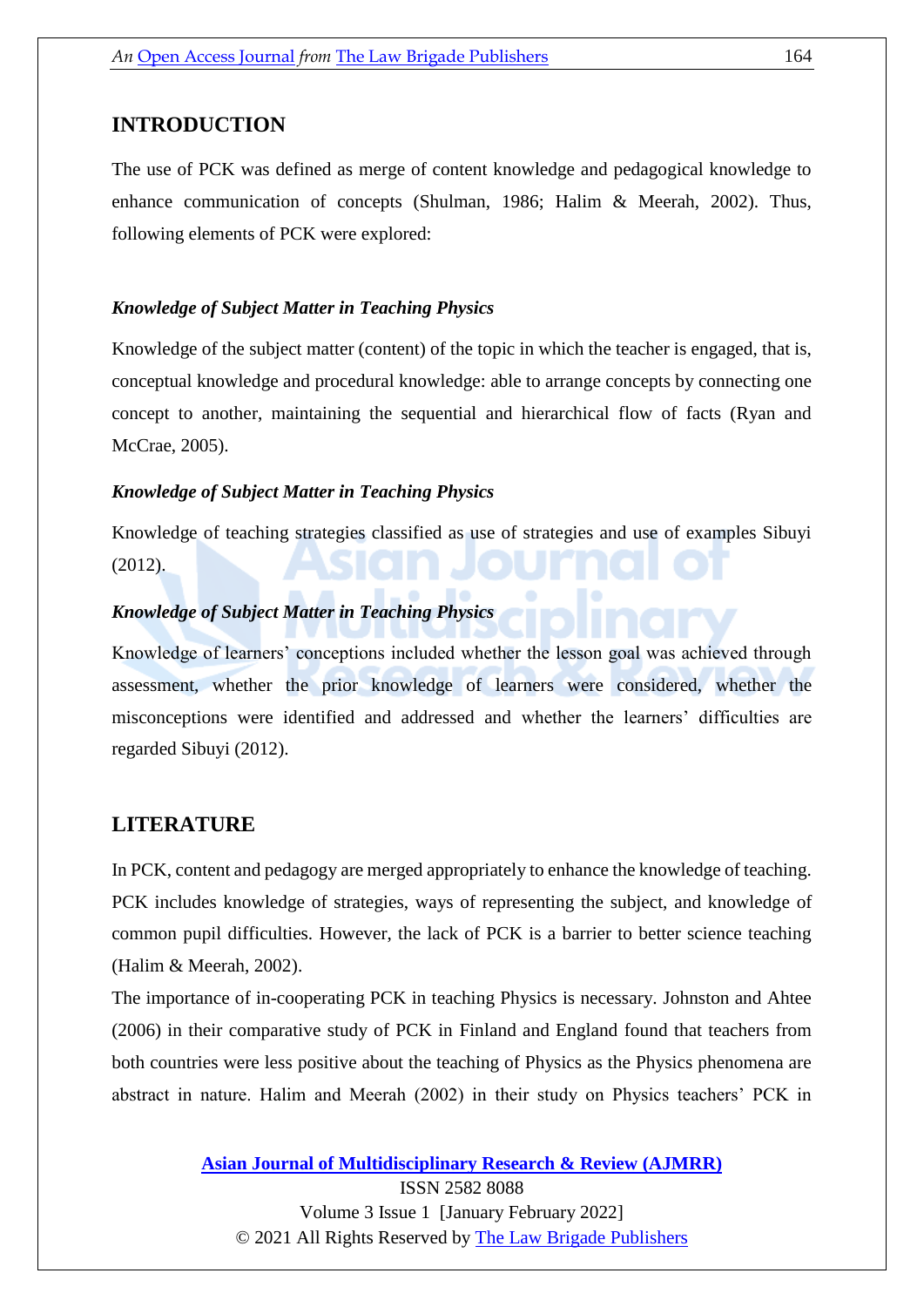## INTRODUCTION

The use of PCK was defined as merge of content knowledge and pedagogical knowledge to enhance communication of concepts (Shulman, 1986; Halim & Meerah, 2002). Thus, following elements of PCK were explored:

### *Knowledge of Subject Matter in Teaching Physics*

Knowledge of the subject matter (content) of the topic in which the teacher is engaged, that is, conceptual knowledge and procedural knowledge: able to arrange concepts by connecting one concept to another, maintaining the sequential and hierarchical flow of facts (Ryan and McCrae, 2005).

### *Knowledge of Subject Matter in Teaching Physics*

Knowledge of teaching strategies classified as use of strategies and use of examples Sibuyi (2012).

### *Knowledge of Subject Matter in Teaching Physics*

Knowledge of learners' conceptions included whether the lesson goal was achieved through assessment, whether the prior knowledge of learners were considered, whether the misconceptions were identified and addressed and whether the learners' difficulties are regarded Sibuyi (2012).

## LITERATURE

In PCK, content and pedagogy are merged appropriately to enhance the knowledge of teaching. PCK includes knowledge of strategies, ways of representing the subject, and knowledge of common pupil difficulties. However, the lack of PCK is a barrier to better science teaching (Halim & Meerah, 2002).

The importance of in-cooperating PCK in teaching Physics is necessary. Johnston and Ahtee (2006) in their comparative study of PCK in Finland and England found that teachers from both countries were less positive about the teaching of Physics as the Physics phenomena are abstract in nature. Halim and Meerah (2002) in their study on Physics teachers' PCK in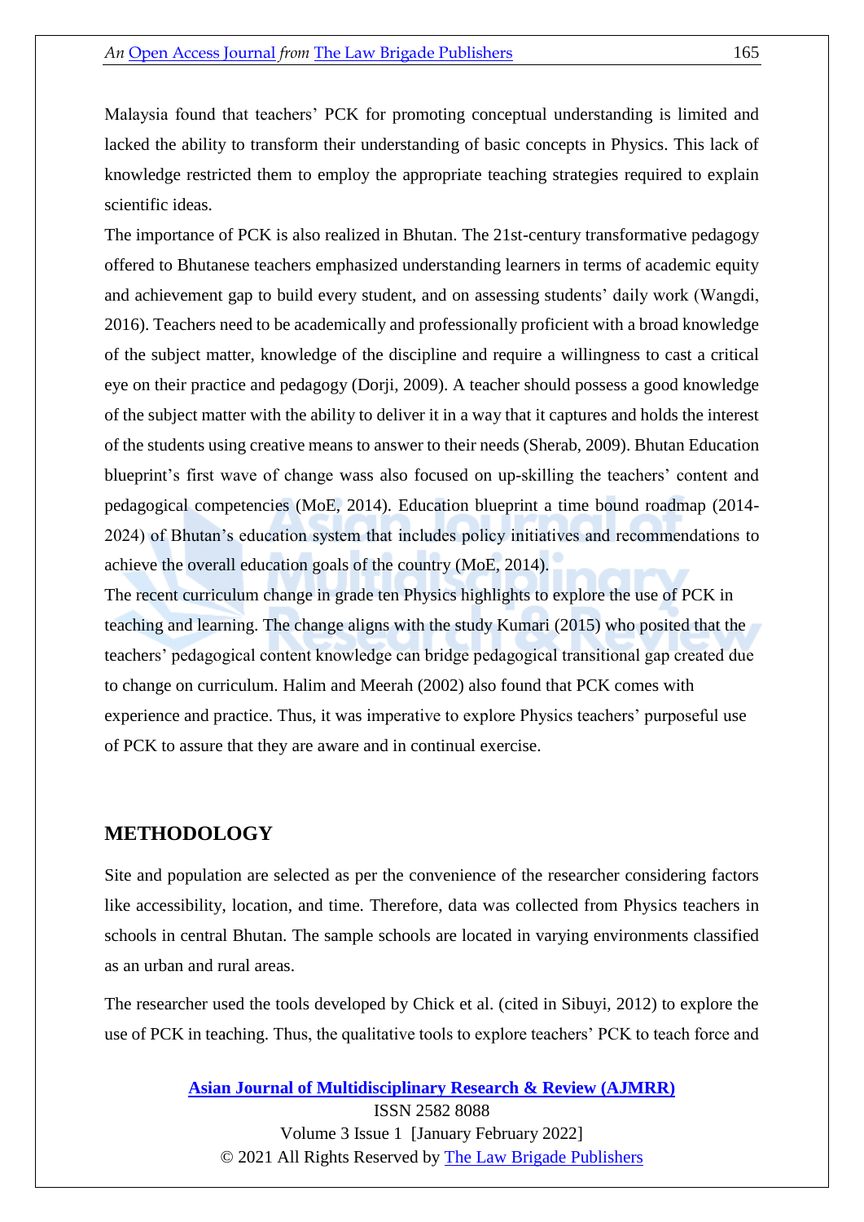Malaysia found that teachers' PCK for promoting conceptual understanding is limited and lacked the ability to transform their understanding of basic concepts in Physics. This lack of knowledge restricted them to employ the appropriate teaching strategies required to explain scientific ideas.

The importance of PCK is also realized in Bhutan. The 21st-century transformative pedagogy offered to Bhutanese teachers emphasized understanding learners in terms of academic equity and achievement gap to build every student, and on assessing students' daily work (Wangdi, 2016). Teachers need to be academically and professionally proficient with a broad knowledge of the subject matter, knowledge of the discipline and require a willingness to cast a critical eye on their practice and pedagogy (Dorji, 2009). A teacher should possess a good knowledge of the subject matter with the ability to deliver it in a way that it captures and holds the interest of the students using creative means to answer to their needs (Sherab, 2009). Bhutan Education blueprint's first wave of change wass also focused on up-skilling the teachers' content and pedagogical competencies (MoE, 2014). Education blueprint a time bound roadmap (2014-2024) of Bhutan's education system that includes policy initiatives and recommendations to achieve the overall education goals of the country (MoE, 2014).

The recent curriculum change in grade ten Physics highlights to explore the use of PCK in teaching and learning. The change aligns with the study Kumari (2015) who posited that the teachers' pedagogical content knowledge can bridge pedagogical transitional gap created due to change on curriculum. Halim and Meerah (2002) also found that PCK comes with experience and practice. Thus, it was imperative to explore Physics teachers' purposeful use of PCK to assure that they are aware and in continual exercise.

## METHODOLOGY

Site and population are selected as per the convenience of the researcher considering factors like accessibility, location, and time. Therefore, data was collected from Physics teachers in schools in central Bhutan. The sample schools are located in varying environments classified as an urban and rural areas.

The researcher used the tools developed by Chick et al. (cited in Sibuyi, 2012) to explore the use of PCK in teaching. Thus, the qualitative tools to explore teachers' PCK to teach force and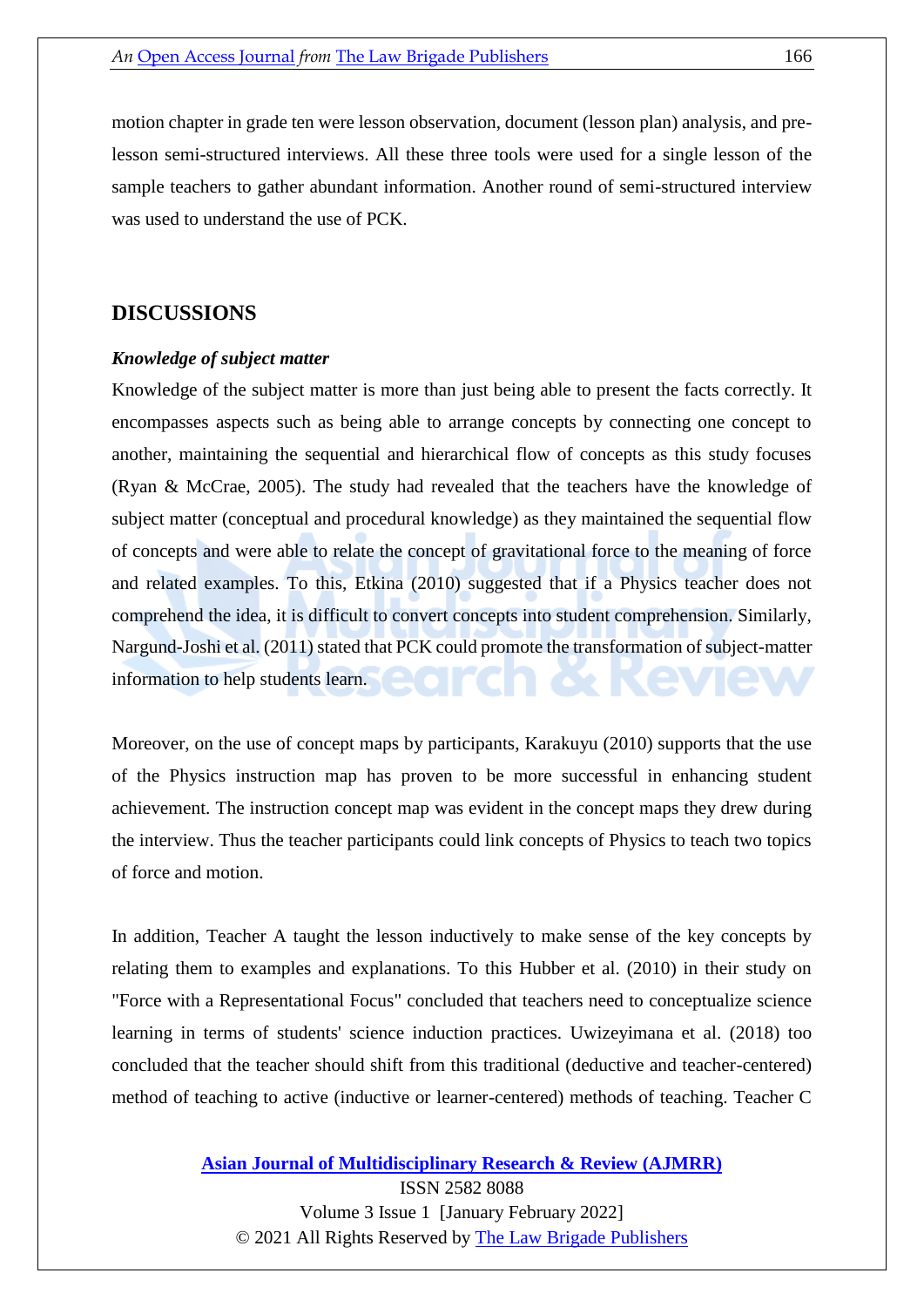motion chapter in grade ten were lesson observation, document (lesson plan) analysis, and pre-lesson semi-structured interviews. All these three tools were used for a single lesson of the sample teachers to gather abundant information. Another round of semi-structured interview was used to understand the use of PCK.

## DISCUSSIONS

### *Knowledge of subject matter*

Knowledge of the subject matter is more than just being able to present the facts correctly. It encompasses aspects such as being able to arrange concepts by connecting one concept to another, maintaining the sequential and hierarchical flow of concepts as this study focuses (Ryan & McCrae, 2005). The study had revealed that the teachers have the knowledge of subject matter (conceptual and procedural knowledge) as they maintained the sequential flow of concepts and were able to relate the concept of gravitational force to the meaning of force and related examples. To this, Etkina (2010) suggested that if a Physics teacher does not comprehend the idea, it is difficult to convert concepts into student comprehension. Similarly, Nargund-Joshi et al. (2011) stated that PCK could promote the transformation of subject-matter information to help students learn.

Moreover, on the use of concept maps by participants, Karakuyu (2010) supports that the use of the Physics instruction map has proven to be more successful in enhancing student achievement. The instruction concept map was evident in the concept maps they drew during the interview. Thus the teacher participants could link concepts of Physics to teach two topics of force and motion.

In addition, Teacher A taught the lesson inductively to make sense of the key concepts by relating them to examples and explanations. To this Hubber et al. (2010) in their study on "Force with a Representational Focus" concluded that teachers need to conceptualize science learning in terms of students' science induction practices. Uwizeyimana et al. (2018) too concluded that the teacher should shift from this traditional (deductive and teacher-centered) method of teaching to active (inductive or learner-centered) methods of teaching. Teacher C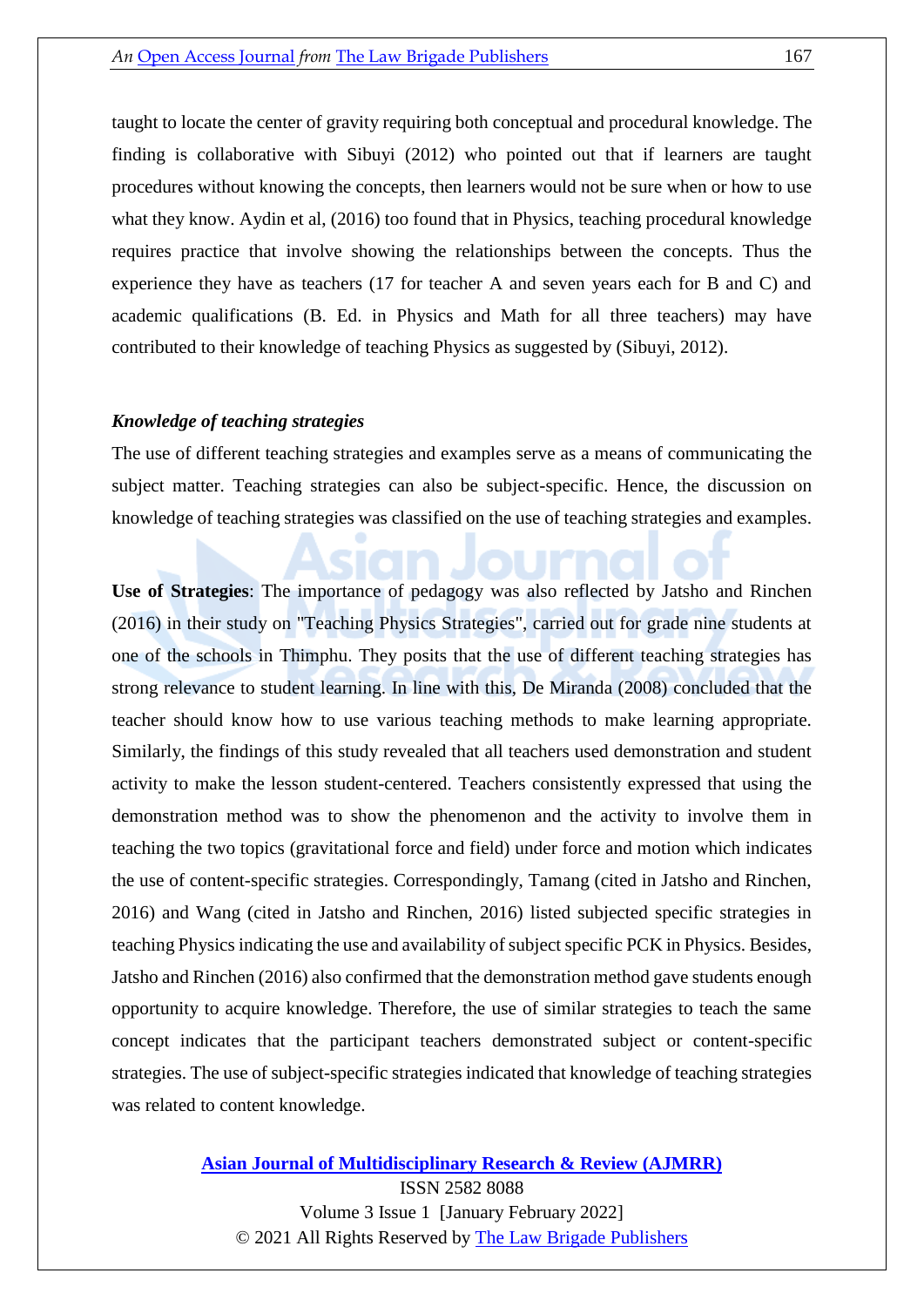taught to locate the center of gravity requiring both conceptual and procedural knowledge. The finding is collaborative with Sibuyi (2012) who pointed out that if learners are taught procedures without knowing the concepts, then learners would not be sure when or how to use what they know. Aydin et al, (2016) too found that in Physics, teaching procedural knowledge requires practice that involve showing the relationships between the concepts. Thus the experience they have as teachers (17 for teacher A and seven years each for B and C) and academic qualifications (B. Ed. in Physics and Math for all three teachers) may have contributed to their knowledge of teaching Physics as suggested by (Sibuyi, 2012).

***Knowledge of teaching strategies***

The use of different teaching strategies and examples serve as a means of communicating the subject matter. Teaching strategies can also be subject-specific. Hence, the discussion on knowledge of teaching strategies was classified on the use of teaching strategies and examples.

**Use of Strategies**: The importance of pedagogy was also reflected by Jatsho and Rinchen (2016) in their study on "Teaching Physics Strategies", carried out for grade nine students at one of the schools in Thimphu. They posits that the use of different teaching strategies has strong relevance to student learning. In line with this, De Miranda (2008) concluded that the teacher should know how to use various teaching methods to make learning appropriate. Similarly, the findings of this study revealed that all teachers used demonstration and student activity to make the lesson student-centered. Teachers consistently expressed that using the demonstration method was to show the phenomenon and the activity to involve them in teaching the two topics (gravitational force and field) under force and motion which indicates the use of content-specific strategies. Correspondingly, Tamang (cited in Jatsho and Rinchen, 2016) and Wang (cited in Jatsho and Rinchen, 2016) listed subjected specific strategies in teaching Physics indicating the use and availability of subject specific PCK in Physics. Besides, Jatsho and Rinchen (2016) also confirmed that the demonstration method gave students enough opportunity to acquire knowledge. Therefore, the use of similar strategies to teach the same concept indicates that the participant teachers demonstrated subject or content-specific strategies. The use of subject-specific strategies indicated that knowledge of teaching strategies was related to content knowledge.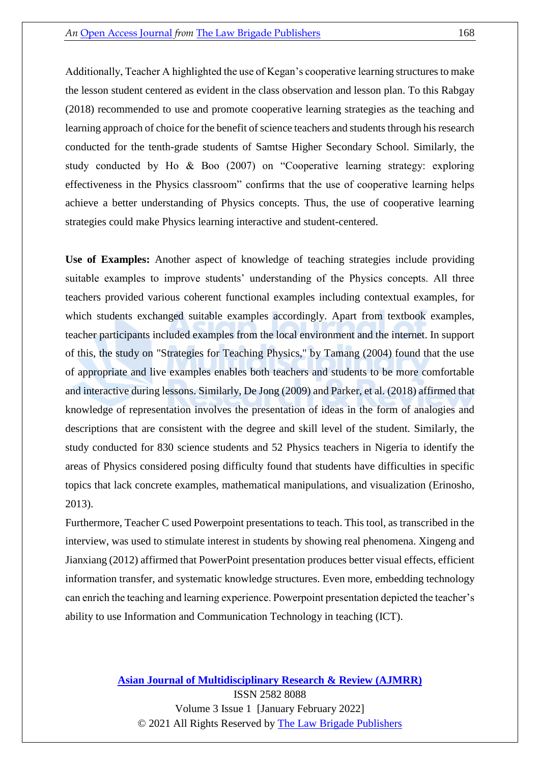Additionally, Teacher A highlighted the use of Kegan's cooperative learning structures to make the lesson student centered as evident in the class observation and lesson plan. To this Rabgay (2018) recommended to use and promote cooperative learning strategies as the teaching and learning approach of choice for the benefit of science teachers and students through his research conducted for the tenth-grade students of Samtse Higher Secondary School. Similarly, the study conducted by Ho & Boo (2007) on "Cooperative learning strategy: exploring effectiveness in the Physics classroom" confirms that the use of cooperative learning helps achieve a better understanding of Physics concepts. Thus, the use of cooperative learning strategies could make Physics learning interactive and student-centered.

**Use of Examples:** Another aspect of knowledge of teaching strategies include providing suitable examples to improve students' understanding of the Physics concepts. All three teachers provided various coherent functional examples including contextual examples, for which students exchanged suitable examples accordingly. Apart from textbook examples, teacher participants included examples from the local environment and the internet. In support of this, the study on "Strategies for Teaching Physics," by Tamang (2004) found that the use of appropriate and live examples enables both teachers and students to be more comfortable and interactive during lessons. Similarly, De Jong (2009) and Parker, et al. (2018) affirmed that knowledge of representation involves the presentation of ideas in the form of analogies and descriptions that are consistent with the degree and skill level of the student. Similarly, the study conducted for 830 science students and 52 Physics teachers in Nigeria to identify the areas of Physics considered posing difficulty found that students have difficulties in specific topics that lack concrete examples, mathematical manipulations, and visualization (Erinosho, 2013).

Furthermore, Teacher C used Powerpoint presentations to teach. This tool, as transcribed in the interview, was used to stimulate interest in students by showing real phenomena. Xingeng and Jianxiang (2012) affirmed that PowerPoint presentation produces better visual effects, efficient information transfer, and systematic knowledge structures. Even more, embedding technology can enrich the teaching and learning experience. Powerpoint presentation depicted the teacher's ability to use Information and Communication Technology in teaching (ICT).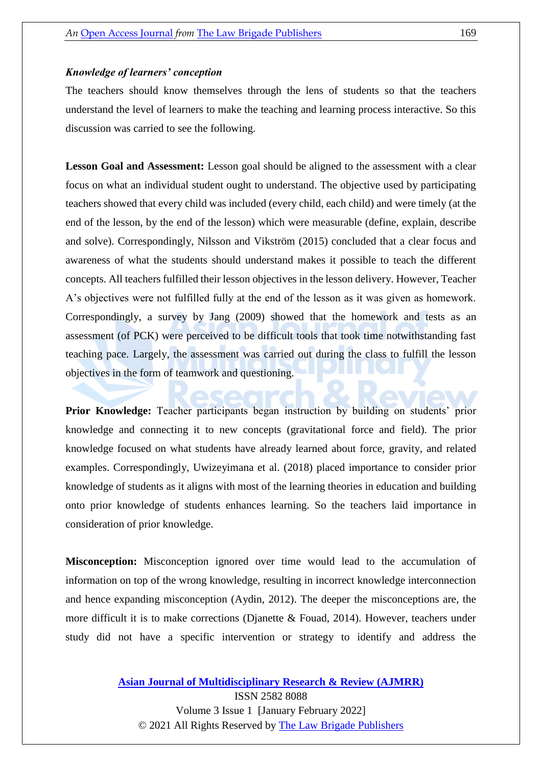***Knowledge of learners' conception***

The teachers should know themselves through the lens of students so that the teachers understand the level of learners to make the teaching and learning process interactive. So this discussion was carried to see the following.

**Lesson Goal and Assessment:** Lesson goal should be aligned to the assessment with a clear focus on what an individual student ought to understand. The objective used by participating teachers showed that every child was included (every child, each child) and were timely (at the end of the lesson, by the end of the lesson) which were measurable (define, explain, describe and solve). Correspondingly, Nilsson and Vikström (2015) concluded that a clear focus and awareness of what the students should understand makes it possible to teach the different concepts. All teachers fulfilled their lesson objectives in the lesson delivery. However, Teacher A's objectives were not fulfilled fully at the end of the lesson as it was given as homework. Correspondingly, a survey by Jang (2009) showed that the homework and tests as an assessment (of PCK) were perceived to be difficult tools that took time notwithstanding fast teaching pace. Largely, the assessment was carried out during the class to fulfill the lesson objectives in the form of teamwork and questioning.

**Prior Knowledge:** Teacher participants began instruction by building on students' prior knowledge and connecting it to new concepts (gravitational force and field). The prior knowledge focused on what students have already learned about force, gravity, and related examples. Correspondingly, Uwizeyimana et al. (2018) placed importance to consider prior knowledge of students as it aligns with most of the learning theories in education and building onto prior knowledge of students enhances learning. So the teachers laid importance in consideration of prior knowledge.

**Misconception:** Misconception ignored over time would lead to the accumulation of information on top of the wrong knowledge, resulting in incorrect knowledge interconnection and hence expanding misconception (Aydin, 2012). The deeper the misconceptions are, the more difficult it is to make corrections (Djanette & Fouad, 2014). However, teachers under study did not have a specific intervention or strategy to identify and address the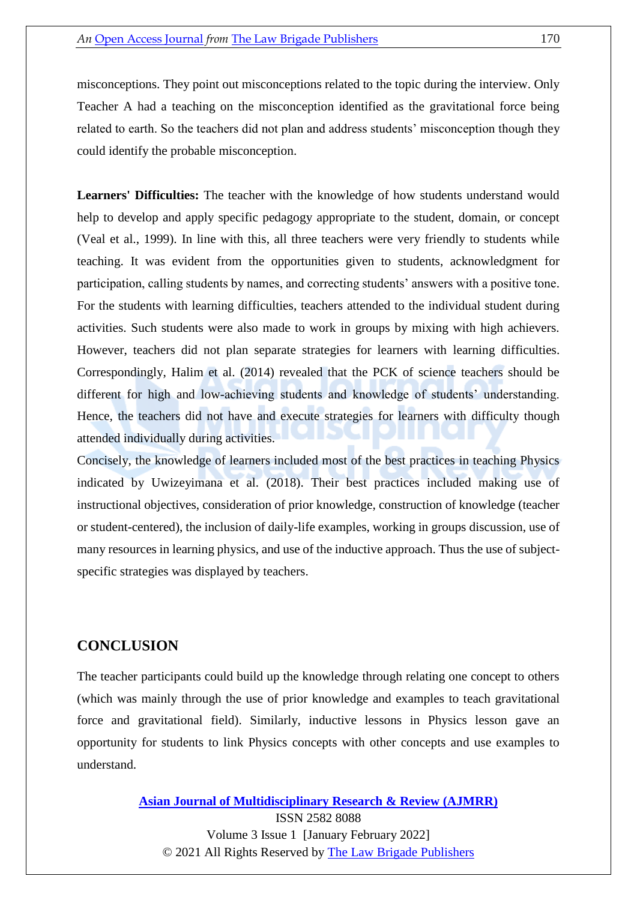misconceptions. They point out misconceptions related to the topic during the interview. Only Teacher A had a teaching on the misconception identified as the gravitational force being related to earth. So the teachers did not plan and address students' misconception though they could identify the probable misconception.

**Learners' Difficulties:** The teacher with the knowledge of how students understand would help to develop and apply specific pedagogy appropriate to the student, domain, or concept (Veal et al., 1999). In line with this, all three teachers were very friendly to students while teaching. It was evident from the opportunities given to students, acknowledgment for participation, calling students by names, and correcting students' answers with a positive tone. For the students with learning difficulties, teachers attended to the individual student during activities. Such students were also made to work in groups by mixing with high achievers. However, teachers did not plan separate strategies for learners with learning difficulties. Correspondingly, Halim et al. (2014) revealed that the PCK of science teachers should be different for high and low-achieving students and knowledge of students' understanding. Hence, the teachers did not have and execute strategies for learners with difficulty though attended individually during activities.

Concisely, the knowledge of learners included most of the best practices in teaching Physics indicated by Uwizeyimana et al. (2018). Their best practices included making use of instructional objectives, consideration of prior knowledge, construction of knowledge (teacher or student-centered), the inclusion of daily-life examples, working in groups discussion, use of many resources in learning physics, and use of the inductive approach. Thus the use of subject-specific strategies was displayed by teachers.

## CONCLUSION

The teacher participants could build up the knowledge through relating one concept to others (which was mainly through the use of prior knowledge and examples to teach gravitational force and gravitational field). Similarly, inductive lessons in Physics lesson gave an opportunity for students to link Physics concepts with other concepts and use examples to understand.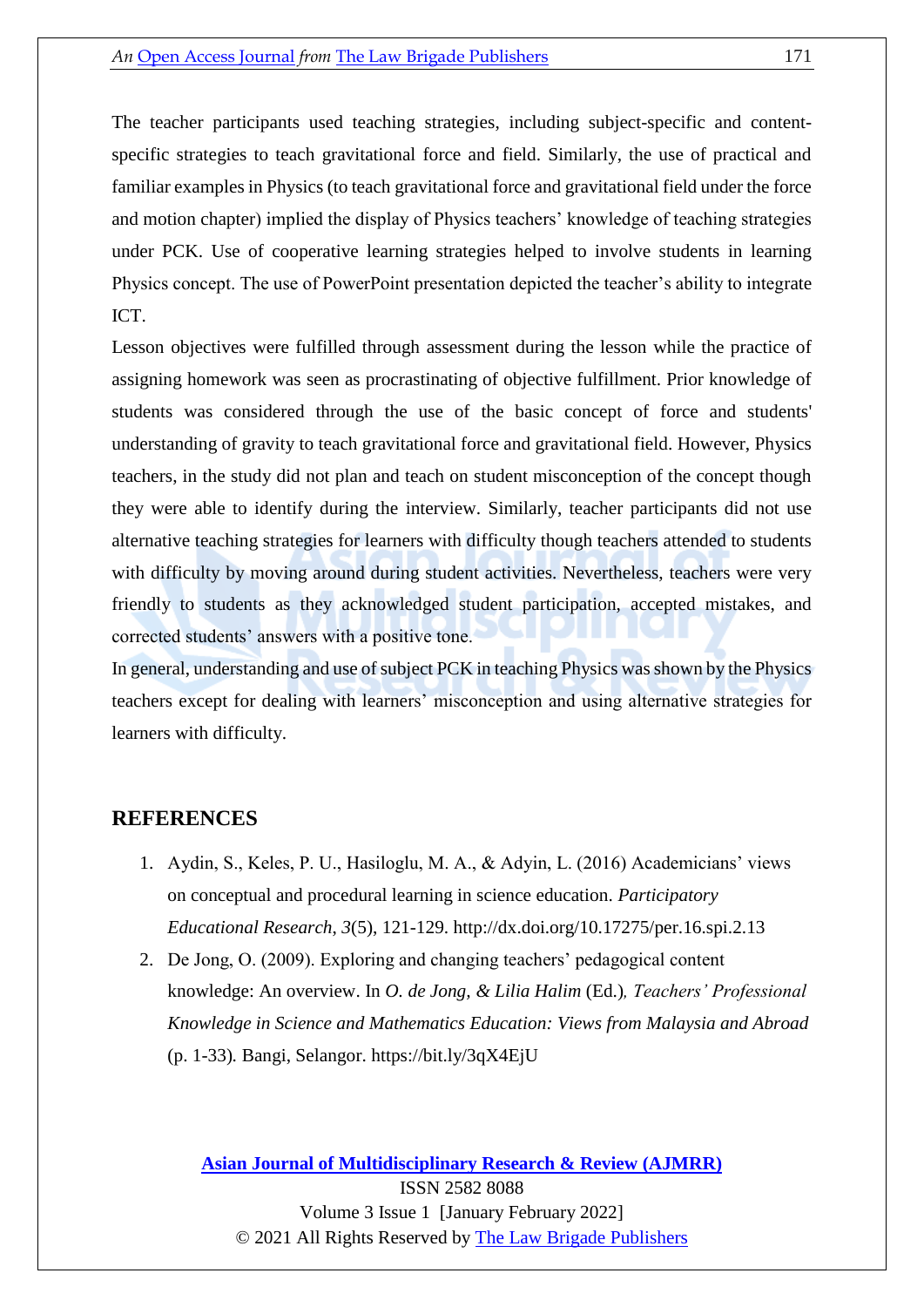The teacher participants used teaching strategies, including subject-specific and content-specific strategies to teach gravitational force and field. Similarly, the use of practical and familiar examples in Physics (to teach gravitational force and gravitational field under the force and motion chapter) implied the display of Physics teachers' knowledge of teaching strategies under PCK. Use of cooperative learning strategies helped to involve students in learning Physics concept. The use of PowerPoint presentation depicted the teacher's ability to integrate ICT.

Lesson objectives were fulfilled through assessment during the lesson while the practice of assigning homework was seen as procrastinating of objective fulfillment. Prior knowledge of students was considered through the use of the basic concept of force and students' understanding of gravity to teach gravitational force and gravitational field. However, Physics teachers, in the study did not plan and teach on student misconception of the concept though they were able to identify during the interview. Similarly, teacher participants did not use alternative teaching strategies for learners with difficulty though teachers attended to students with difficulty by moving around during student activities. Nevertheless, teachers were very friendly to students as they acknowledged student participation, accepted mistakes, and corrected students' answers with a positive tone.

In general, understanding and use of subject PCK in teaching Physics was shown by the Physics teachers except for dealing with learners' misconception and using alternative strategies for learners with difficulty.

## REFERENCES

1. Aydin, S., Keles, P. U., Hasiloglu, M. A., & Adyin, L. (2016) Academicians' views on conceptual and procedural learning in science education. *Participatory Educational Research*, *3*(5), 121-129. http://dx.doi.org/10.17275/per.16.spi.2.13
2. De Jong, O. (2009). Exploring and changing teachers' pedagogical content knowledge: An overview. In *O. de Jong, & Lilia Halim* (Ed.)*, Teachers' Professional Knowledge in Science and Mathematics Education: Views from Malaysia and Abroad* (p. 1-33). Bangi, Selangor. https://bit.ly/3qX4EjU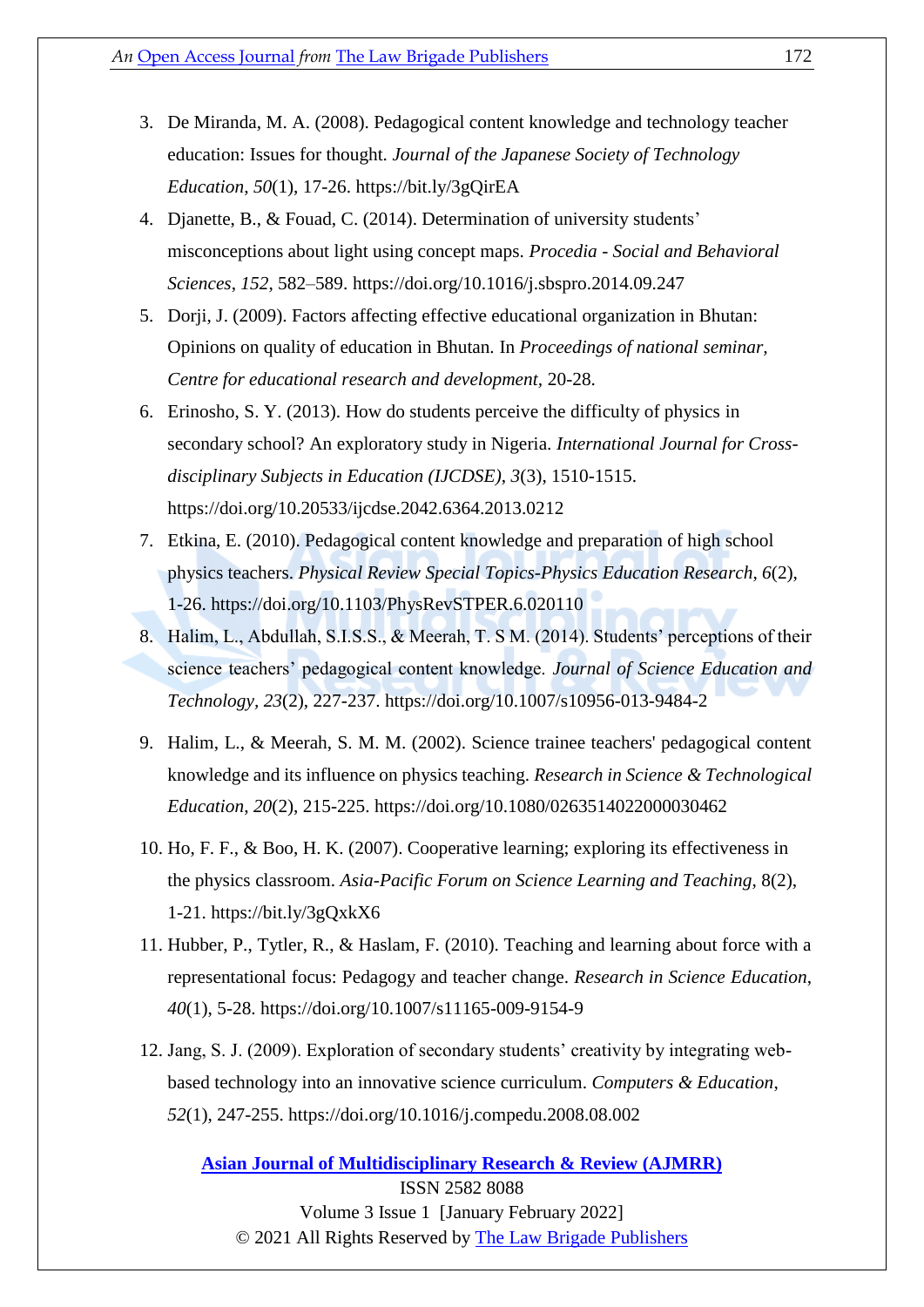3. De Miranda, M. A. (2008). Pedagogical content knowledge and technology teacher education: Issues for thought. *Journal of the Japanese Society of Technology Education*, *50*(1), 17-26. https://bit.ly/3gQirEA
4. Djanette, B., & Fouad, C. (2014). Determination of university students' misconceptions about light using concept maps. *Procedia - Social and Behavioral Sciences*, *152*, 582–589. https://doi.org/10.1016/j.sbspro.2014.09.247
5. Dorji, J. (2009). Factors affecting effective educational organization in Bhutan: Opinions on quality of education in Bhutan. In *Proceedings of national seminar, Centre for educational research and development*, 20-28.
6. Erinosho, S. Y. (2013). How do students perceive the difficulty of physics in secondary school? An exploratory study in Nigeria. *International Journal for Cross-disciplinary Subjects in Education (IJCDSE)*, *3*(3), 1510-1515. https://doi.org/10.20533/ijcdse.2042.6364.2013.0212
7. Etkina, E. (2010). Pedagogical content knowledge and preparation of high school physics teachers. *Physical Review Special Topics-Physics Education Research*, *6*(2), 1-26. https://doi.org/10.1103/PhysRevSTPER.6.020110
8. Halim, L., Abdullah, S.I.S.S., & Meerah, T. S M. (2014). Students' perceptions of their science teachers' pedagogical content knowledge. *Journal of Science Education and Technology*, *23*(2), 227-237. https://doi.org/10.1007/s10956-013-9484-2
9. Halim, L., & Meerah, S. M. M. (2002). Science trainee teachers' pedagogical content knowledge and its influence on physics teaching. *Research in Science & Technological Education*, *20*(2), 215-225. https://doi.org/10.1080/0263514022000030462
10. Ho, F. F., & Boo, H. K. (2007). Cooperative learning; exploring its effectiveness in the physics classroom. *Asia-Pacific Forum on Science Learning and Teaching*, 8(2), 1-21. https://bit.ly/3gQxkX6
11. Hubber, P., Tytler, R., & Haslam, F. (2010). Teaching and learning about force with a representational focus: Pedagogy and teacher change. *Research in Science Education*, *40*(1), 5-28. https://doi.org/10.1007/s11165-009-9154-9
12. Jang, S. J. (2009). Exploration of secondary students' creativity by integrating web-based technology into an innovative science curriculum. *Computers & Education*, *52*(1), 247-255. https://doi.org/10.1016/j.compedu.2008.08.002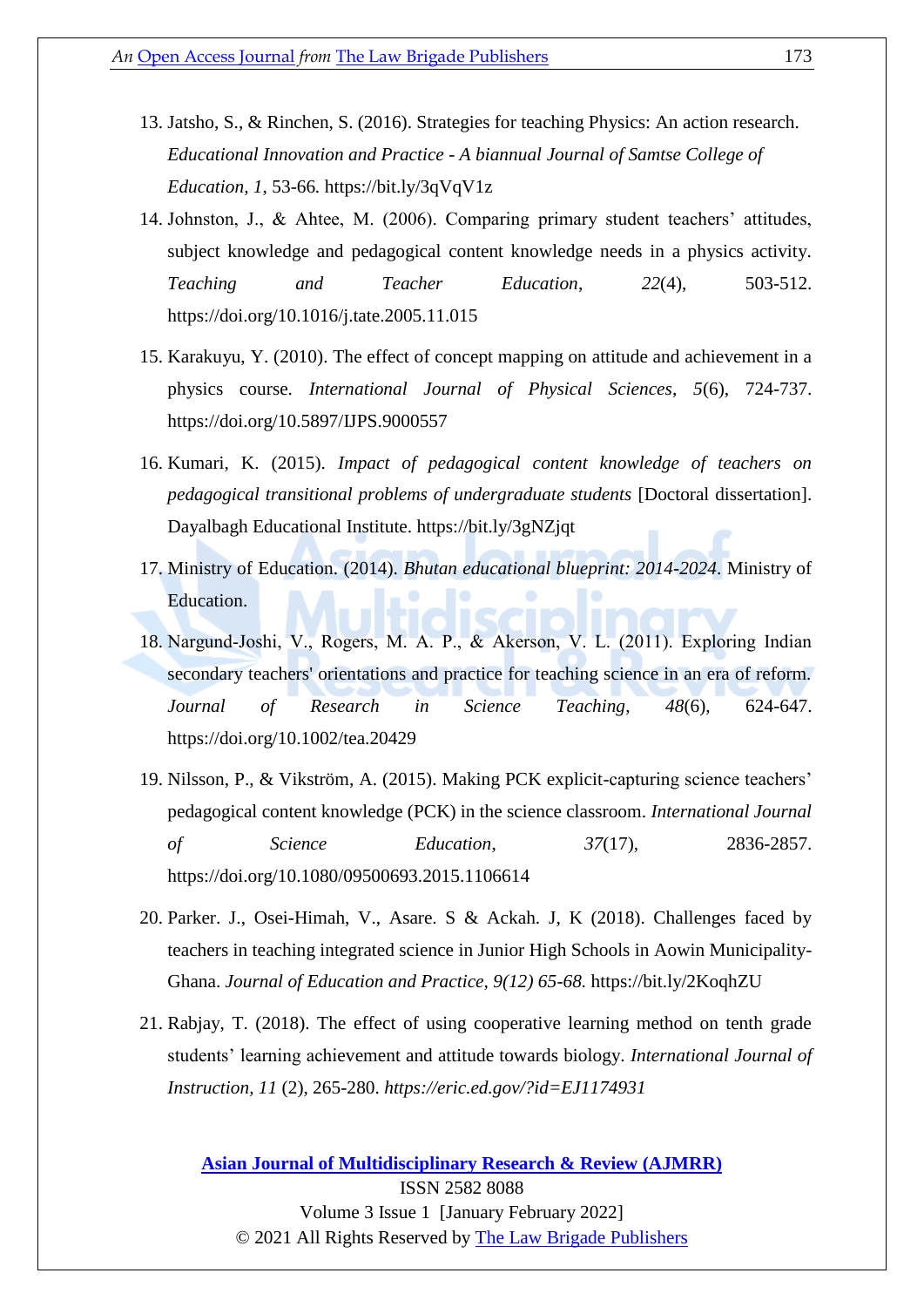13. Jatsho, S., & Rinchen, S. (2016). Strategies for teaching Physics: An action research. *Educational Innovation and Practice - A biannual Journal of Samtse College of Education, 1,* 53-66. https://bit.ly/3qVqV1z
14. Johnston, J., & Ahtee, M. (2006). Comparing primary student teachers' attitudes, subject knowledge and pedagogical content knowledge needs in a physics activity. *Teaching and Teacher Education*, *22*(4), 503-512. https://doi.org/10.1016/j.tate.2005.11.015
15. Karakuyu, Y. (2010). The effect of concept mapping on attitude and achievement in a physics course. *International Journal of Physical Sciences*, *5*(6), 724-737. https://doi.org/10.5897/IJPS.9000557
16. Kumari, K. (2015). *Impact of pedagogical content knowledge of teachers on pedagogical transitional problems of undergraduate students* [Doctoral dissertation]. Dayalbagh Educational Institute. https://bit.ly/3gNZjqt
17. Ministry of Education. (2014). *Bhutan educational blueprint: 2014-2024*. Ministry of Education.
18. Nargund-Joshi, V., Rogers, M. A. P., & Akerson, V. L. (2011). Exploring Indian secondary teachers' orientations and practice for teaching science in an era of reform. *Journal of Research in Science Teaching*, *48*(6), 624-647. https://doi.org/10.1002/tea.20429
19. Nilsson, P., & Vikström, A. (2015). Making PCK explicit-capturing science teachers' pedagogical content knowledge (PCK) in the science classroom. *International Journal of Science Education*, *37*(17), 2836-2857. https://doi.org/10.1080/09500693.2015.1106614
20. Parker. J., Osei-Himah, V., Asare. S & Ackah. J, K (2018). Challenges faced by teachers in teaching integrated science in Junior High Schools in Aowin Municipality-Ghana. *Journal of Education and Practice, 9(12) 65-68.* https://bit.ly/2KoqhZU
21. Rabjay, T. (2018). The effect of using cooperative learning method on tenth grade students' learning achievement and attitude towards biology. *International Journal of Instruction, 11* (2), 265-280. *https://eric.ed.gov/?id=EJ1174931*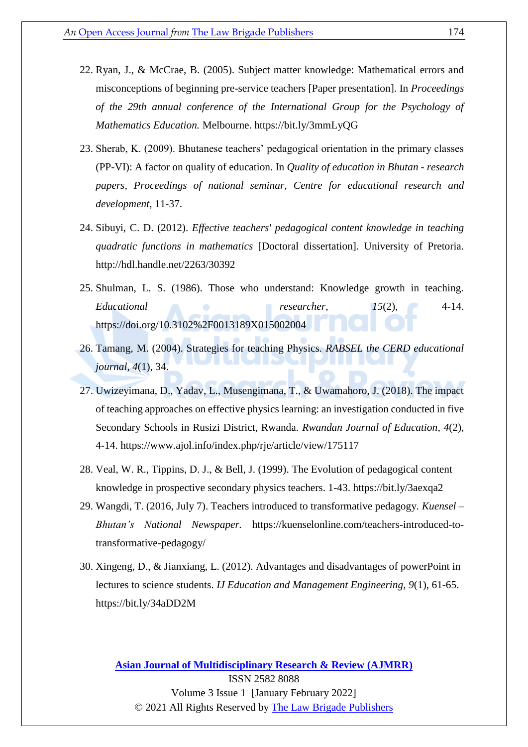22. Ryan, J., & McCrae, B. (2005). Subject matter knowledge: Mathematical errors and misconceptions of beginning pre-service teachers [Paper presentation]. In *Proceedings of the 29th annual conference of the International Group for the Psychology of Mathematics Education.* Melbourne. https://bit.ly/3mmLyQG

23. Sherab, K. (2009). Bhutanese teachers' pedagogical orientation in the primary classes (PP-VI): A factor on quality of education. In *Quality of education in Bhutan - research papers, Proceedings of national seminar, Centre for educational research and development*, 11-37.

24. Sibuyi, C. D. (2012). *Effective teachers' pedagogical content knowledge in teaching quadratic functions in mathematics* [Doctoral dissertation]. University of Pretoria. http://hdl.handle.net/2263/30392

25. Shulman, L. S. (1986). Those who understand: Knowledge growth in teaching. *Educational researcher*, *15*(2), 4-14. https://doi.org/10.3102%2F0013189X015002004

26. Tamang, M. (2004). Strategies for teaching Physics. *RABSEL the CERD educational journal*, *4*(1), 34.

27. Uwizeyimana, D., Yadav, L., Musengimana, T., & Uwamahoro, J. (2018). The impact of teaching approaches on effective physics learning: an investigation conducted in five Secondary Schools in Rusizi District, Rwanda. *Rwandan Journal of Education*, *4*(2), 4-14. https://www.ajol.info/index.php/rje/article/view/175117

28. Veal, W. R., Tippins, D. J., & Bell, J. (1999). The Evolution of pedagogical content knowledge in prospective secondary physics teachers. 1-43. https://bit.ly/3aexqa2

29. Wangdi, T. (2016, July 7). Teachers introduced to transformative pedagogy. *Kuensel – Bhutan's National Newspaper.* https://kuenselonline.com/teachers-introduced-to-transformative-pedagogy/

30. Xingeng, D., & Jianxiang, L. (2012). Advantages and disadvantages of powerPoint in lectures to science students. *IJ Education and Management Engineering*, *9*(1), 61-65. https://bit.ly/34aDD2M